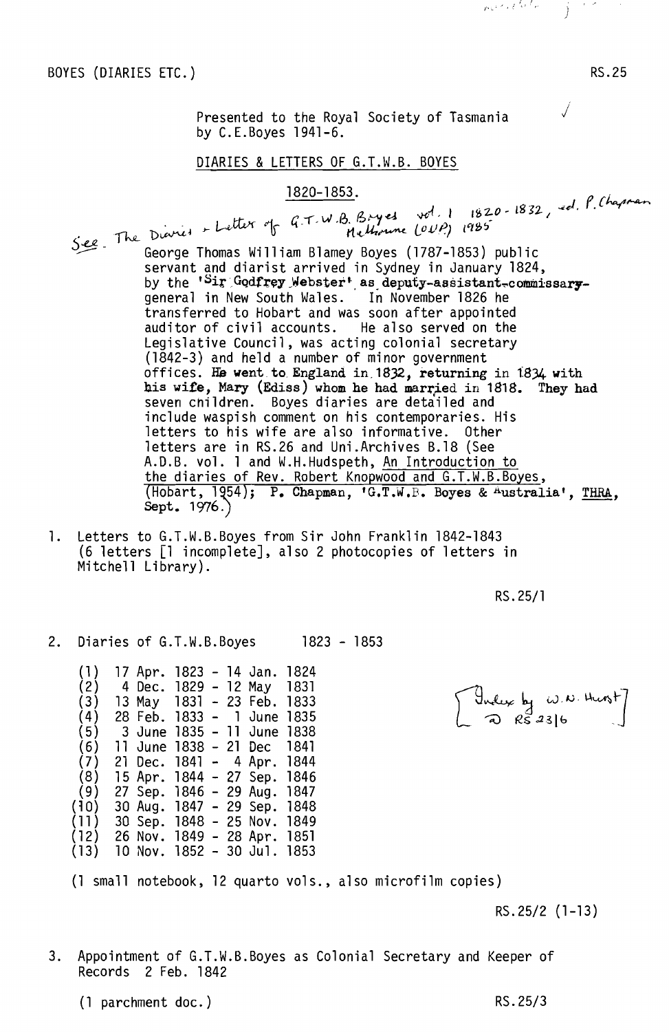BOYES (DIARIES ETC.) RS.25

Presented to the Royal Society of Tasmania by C.E.Boyes 1941-6.

DIARIES & LETTERS OF G.T.W.B. BOYES

1820-1853.

See. The Diaries + Letters of G.T.W.B. Boyes vol. 1 1820-1832, ed. P. Chapman Melbourne (OUP) 1985

George Thomas William Blamey Boyes (1787-1853) public servant and diarist arrived in Sydney in January 1824, by the 'Sir Godfrey Webster' as deputy-assistant-commissary-general in New South Wales. In November 1826 he transferred to Hobart and was soon after appointed auditor of civil accounts. He also served on the Legislative Council, was acting colonial secretary (1842-3) and held a number of minor government offices. He went to England in 1832, returning in 1834 with his wife, Mary (Ediss) whom he had married in 1818. They had seven children. Boyes diaries are detailed and include waspish comment on his contemporaries. His letters to his wife are also informative. Other letters are in RS.26 and Uni.Archives B.18 (See A.D.B. vol. 1 and W.H.Hudspeth, An Introduction to the diaries of Rev. Robert Knopwood and G.T.W.B.Boyes, (Hobart, 1954); P. Chapman, 'G.T.W.B. Boyes & Australia', THRA, Sept. 1976.)

1. Letters to G.T.W.B.Boyes from Sir John Franklin 1842-1843 (6 letters [1 incomplete], also 2 photocopies of letters in Mitchell Library).

RS.25/1

2. Diaries of G.T.W.B.Boyes 1823 - 1853

(1) 17 Apr. 1823 - 14 Jan. 1824
(2) 4 Dec. 1829 - 12 May 1831
(3) 13 May 1831 - 23 Feb. 1833
(4) 28 Feb. 1833 - 1 June 1835
(5) 3 June 1835 - 11 June 1838
(6) 11 June 1838 - 21 Dec 1841
(7) 21 Dec. 1841 - 4 Apr. 1844
(8) 15 Apr. 1844 - 27 Sep. 1846
(9) 27 Sep. 1846 - 29 Aug. 1847
(10) 30 Aug. 1847 - 29 Sep. 1848
(11) 30 Sep. 1848 - 25 Nov. 1849
(12) 26 Nov. 1849 - 28 Apr. 1851
(13) 10 Nov. 1852 - 30 Jul. 1853

[Index by W.N. Hurst @ RS 23/6]

(1 small notebook, 12 quarto vols., also microfilm copies)

RS.25/2 (1-13)

3. Appointment of G.T.W.B.Boyes as Colonial Secretary and Keeper of Records 2 Feb. 1842

(1 parchment doc.) RS.25/3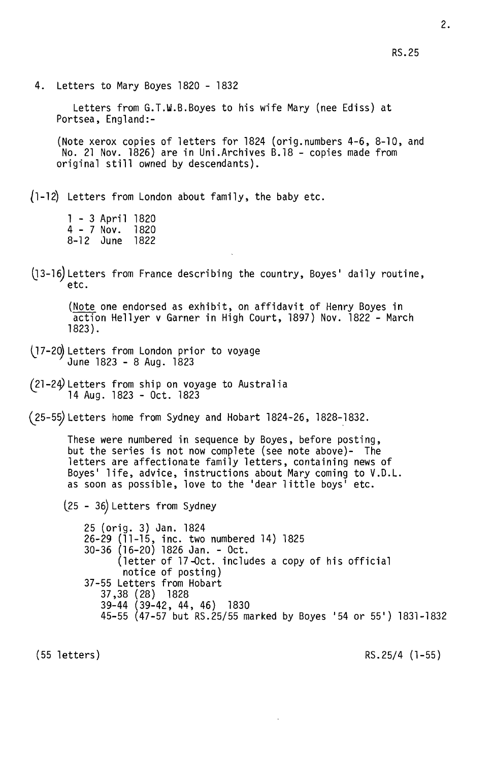RS.25

4. Letters to Mary Boyes 1820 - 1832

Letters from G.T.W.B.Boyes to his wife Mary (nee Ediss) at Portsea, England:-

(Note xerox copies of letters for 1824 (orig.numbers 4-6, 8-10, and No. 21 Nov. 1826) are in Uni.Archives B.18 - copies made from original still owned by descendants).

(1-12) Letters from London about family, the baby etc.

1 - 3 April 1820
4 - 7 Nov. 1820
8-12 June 1822

(13-16) Letters from France describing the country, Boyes' daily routine, etc.

(Note one endorsed as exhibit, on affidavit of Henry Boyes in action Hellyer v Garner in High Court, 1897) Nov. 1822 - March 1823).

(17-20) Letters from London prior to voyage
June 1823 - 8 Aug. 1823

(21-24) Letters from ship on voyage to Australia
14 Aug. 1823 - Oct. 1823

(25-55) Letters home from Sydney and Hobart 1824-26, 1828-1832.

These were numbered in sequence by Boyes, before posting, but the series is not now complete (see note above)- The letters are affectionate family letters, containing news of Boyes' life, advice, instructions about Mary coming to V.D.L. as soon as possible, love to the 'dear little boys' etc.

(25 - 36) Letters from Sydney

25 (orig. 3) Jan. 1824
26-29 (11-15, inc. two numbered 14) 1825
30-36 (16-20) 1826 Jan. - Oct.
(letter of 17 Oct. includes a copy of his official notice of posting)
37-55 Letters from Hobart
37,38 (28) 1828
39-44 (39-42, 44, 46) 1830
45-55 (47-57 but RS.25/55 marked by Boyes '54 or 55') 1831-1832

(55 letters) RS.25/4 (1-55)